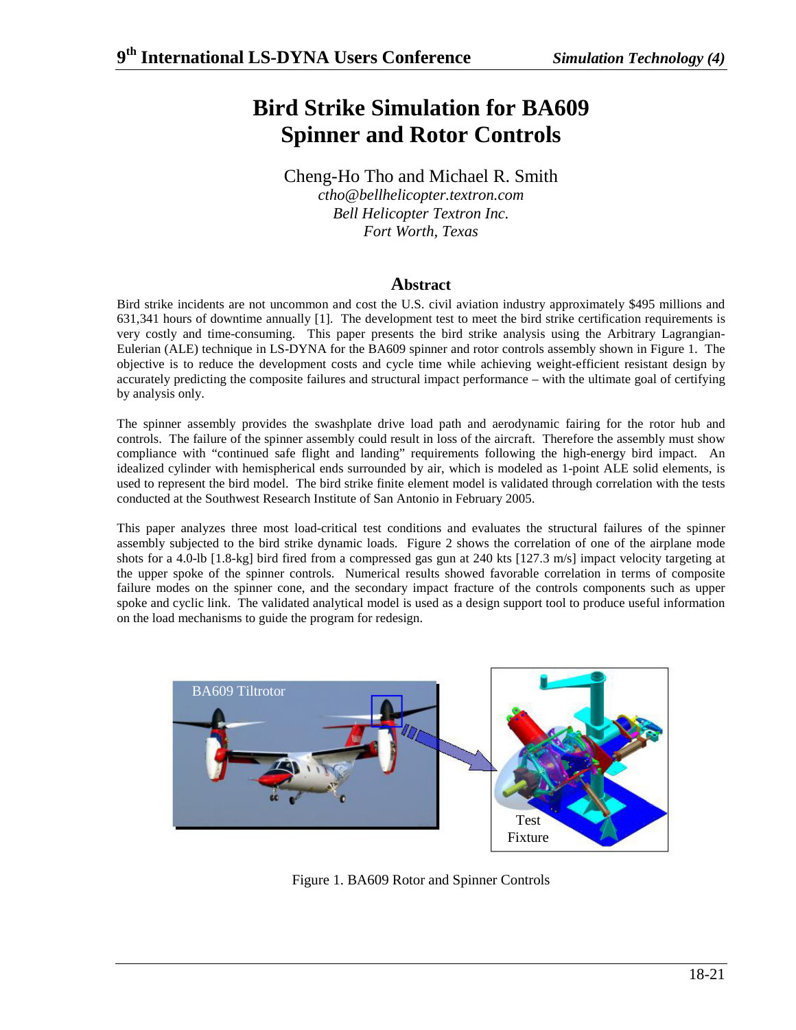# Bird Strike Simulation for BA609 Spinner and Rotor Controls

Cheng-Ho Tho and Michael R. Smith

*ctho@bellhelicopter.textron.com*

*Bell Helicopter Textron Inc.*

*Fort Worth, Texas*

## Abstract

Bird strike incidents are not uncommon and cost the U.S. civil aviation industry approximately $495 millions and 631,341 hours of downtime annually [1]. The development test to meet the bird strike certification requirements is very costly and time-consuming. This paper presents the bird strike analysis using the Arbitrary Lagrangian-Eulerian (ALE) technique in LS-DYNA for the BA609 spinner and rotor controls assembly shown in Figure 1. The objective is to reduce the development costs and cycle time while achieving weight-efficient resistant design by accurately predicting the composite failures and structural impact performance – with the ultimate goal of certifying by analysis only.

The spinner assembly provides the swashplate drive load path and aerodynamic fairing for the rotor hub and controls. The failure of the spinner assembly could result in loss of the aircraft. Therefore the assembly must show compliance with "continued safe flight and landing" requirements following the high-energy bird impact. An idealized cylinder with hemispherical ends surrounded by air, which is modeled as 1-point ALE solid elements, is used to represent the bird model. The bird strike finite element model is validated through correlation with the tests conducted at the Southwest Research Institute of San Antonio in February 2005.

This paper analyzes three most load-critical test conditions and evaluates the structural failures of the spinner assembly subjected to the bird strike dynamic loads. Figure 2 shows the correlation of one of the airplane mode shots for a 4.0-lb [1.8-kg] bird fired from a compressed gas gun at 240 kts [127.3 m/s] impact velocity targeting at the upper spoke of the spinner controls. Numerical results showed favorable correlation in terms of composite failure modes on the spinner cone, and the secondary impact fracture of the controls components such as upper spoke and cyclic link. The validated analytical model is used as a design support tool to produce useful information on the load mechanisms to guide the program for redesign.

BA609 Tiltrotor

Test Fixture

Figure 1. BA609 Rotor and Spinner Controls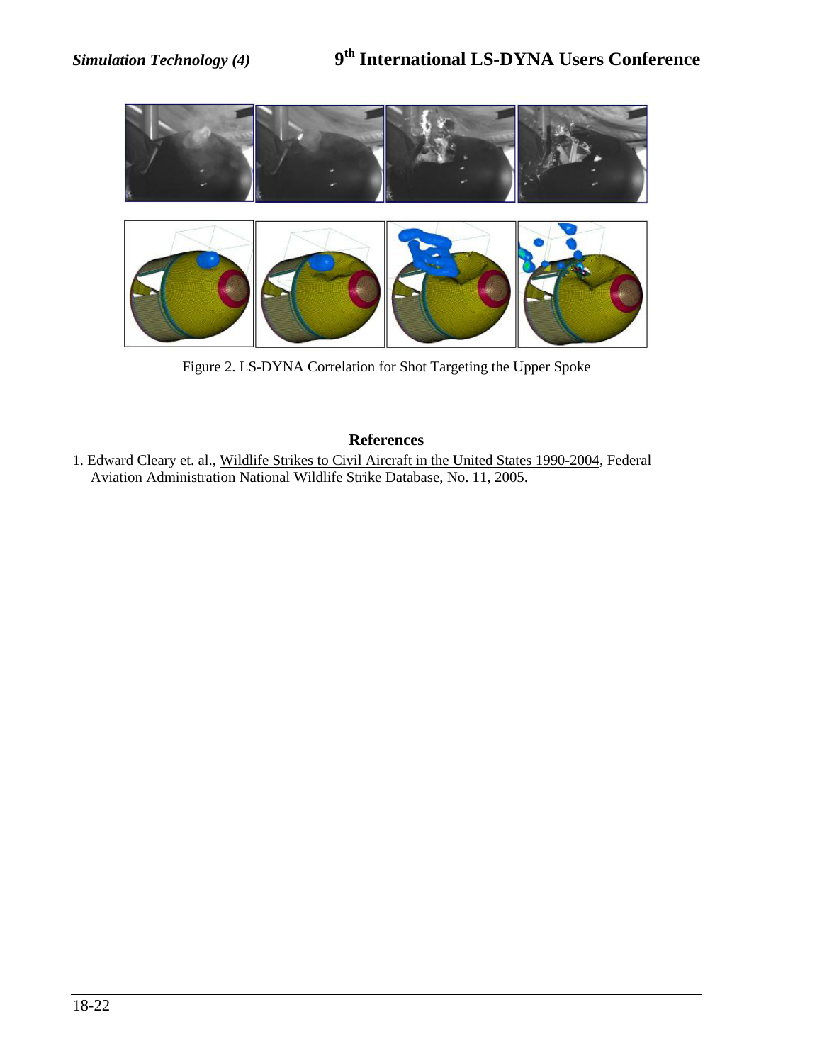Figure 2. LS-DYNA Correlation for Shot Targeting the Upper Spoke

## References

1. Edward Cleary et. al., Wildlife Strikes to Civil Aircraft in the United States 1990-2004, Federal Aviation Administration National Wildlife Strike Database, No. 11, 2005.